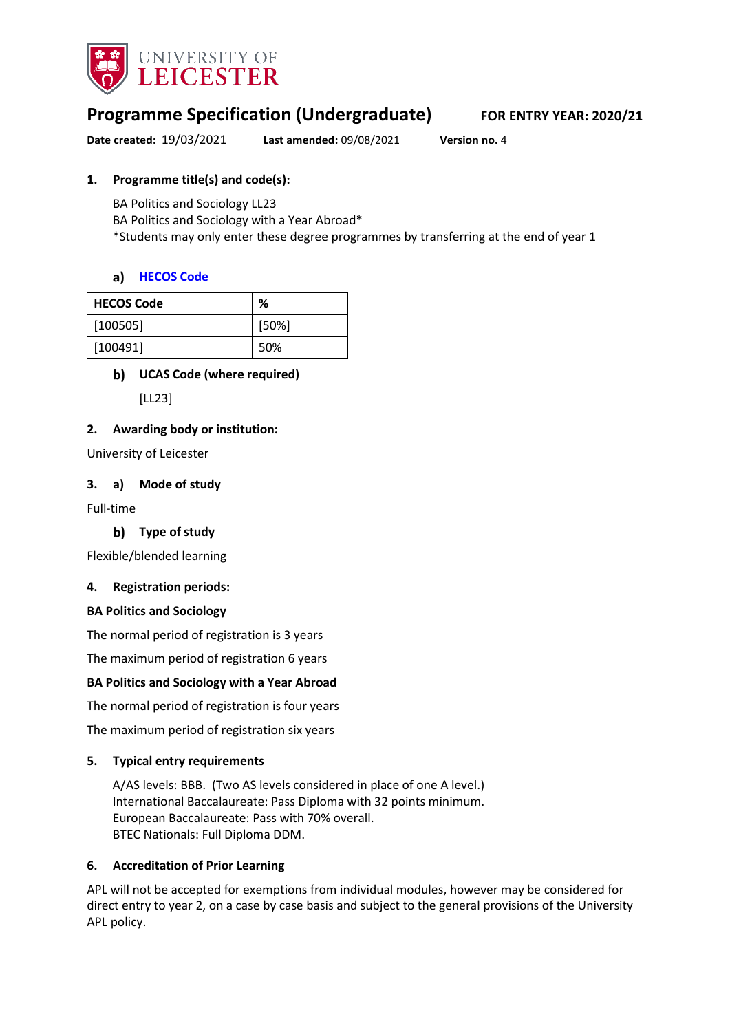# Programme Specification (Undergraduate)

**FOR ENTRY YEAR: 2020/21**

**Date created:** 19/03/2021 **Last amended:** 09/08/2021 **Version no.** 4

## 1. Programme title(s) and code(s):

BA Politics and Sociology LL23
BA Politics and Sociology with a Year Abroad*
*Students may only enter these degree programmes by transferring at the end of year 1

### a) HECOS Code

| HECOS Code | % |
|---|---|
| [100505] | [50%] |
| [100491] | 50% |

### b) UCAS Code (where required)

[LL23]

## 2. Awarding body or institution:

University of Leicester

## 3. a) Mode of study

Full-time

### b) Type of study

Flexible/blended learning

## 4. Registration periods:

**BA Politics and Sociology**

The normal period of registration is 3 years

The maximum period of registration 6 years

**BA Politics and Sociology with a Year Abroad**

The normal period of registration is four years

The maximum period of registration six years

## 5. Typical entry requirements

A/AS levels: BBB. (Two AS levels considered in place of one A level.)
International Baccalaureate: Pass Diploma with 32 points minimum.
European Baccalaureate: Pass with 70% overall.
BTEC Nationals: Full Diploma DDM.

## 6. Accreditation of Prior Learning

APL will not be accepted for exemptions from individual modules, however may be considered for direct entry to year 2, on a case by case basis and subject to the general provisions of the University APL policy.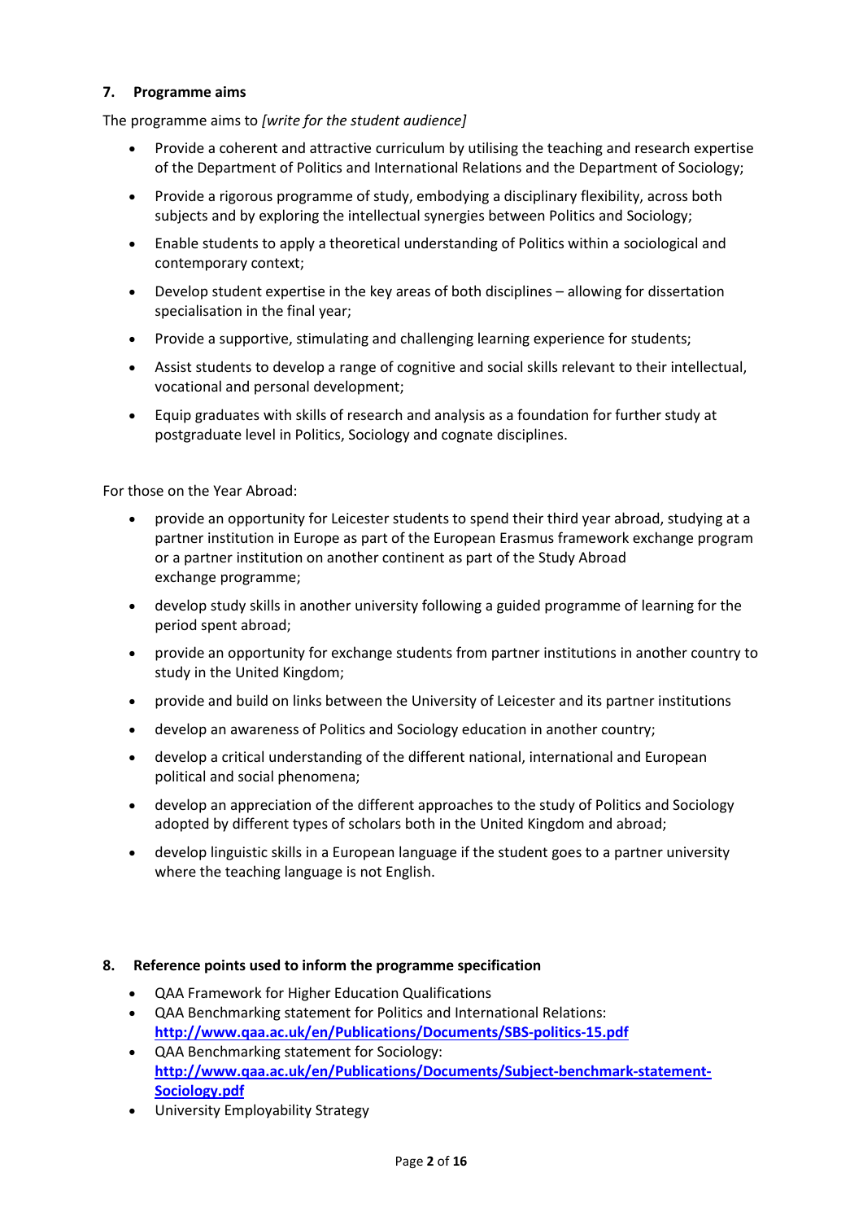## 7. Programme aims

The programme aims to *[write for the student audience]*

- Provide a coherent and attractive curriculum by utilising the teaching and research expertise of the Department of Politics and International Relations and the Department of Sociology;
- Provide a rigorous programme of study, embodying a disciplinary flexibility, across both subjects and by exploring the intellectual synergies between Politics and Sociology;
- Enable students to apply a theoretical understanding of Politics within a sociological and contemporary context;
- Develop student expertise in the key areas of both disciplines – allowing for dissertation specialisation in the final year;
- Provide a supportive, stimulating and challenging learning experience for students;
- Assist students to develop a range of cognitive and social skills relevant to their intellectual, vocational and personal development;
- Equip graduates with skills of research and analysis as a foundation for further study at postgraduate level in Politics, Sociology and cognate disciplines.

For those on the Year Abroad:

- provide an opportunity for Leicester students to spend their third year abroad, studying at a partner institution in Europe as part of the European Erasmus framework exchange program or a partner institution on another continent as part of the Study Abroad exchange programme;
- develop study skills in another university following a guided programme of learning for the period spent abroad;
- provide an opportunity for exchange students from partner institutions in another country to study in the United Kingdom;
- provide and build on links between the University of Leicester and its partner institutions
- develop an awareness of Politics and Sociology education in another country;
- develop a critical understanding of the different national, international and European political and social phenomena;
- develop an appreciation of the different approaches to the study of Politics and Sociology adopted by different types of scholars both in the United Kingdom and abroad;
- develop linguistic skills in a European language if the student goes to a partner university where the teaching language is not English.

## 8. Reference points used to inform the programme specification

- QAA Framework for Higher Education Qualifications
- QAA Benchmarking statement for Politics and International Relations: **http://www.qaa.ac.uk/en/Publications/Documents/SBS-politics-15.pdf**
- QAA Benchmarking statement for Sociology: **http://www.qaa.ac.uk/en/Publications/Documents/Subject-benchmark-statement-Sociology.pdf**
- University Employability Strategy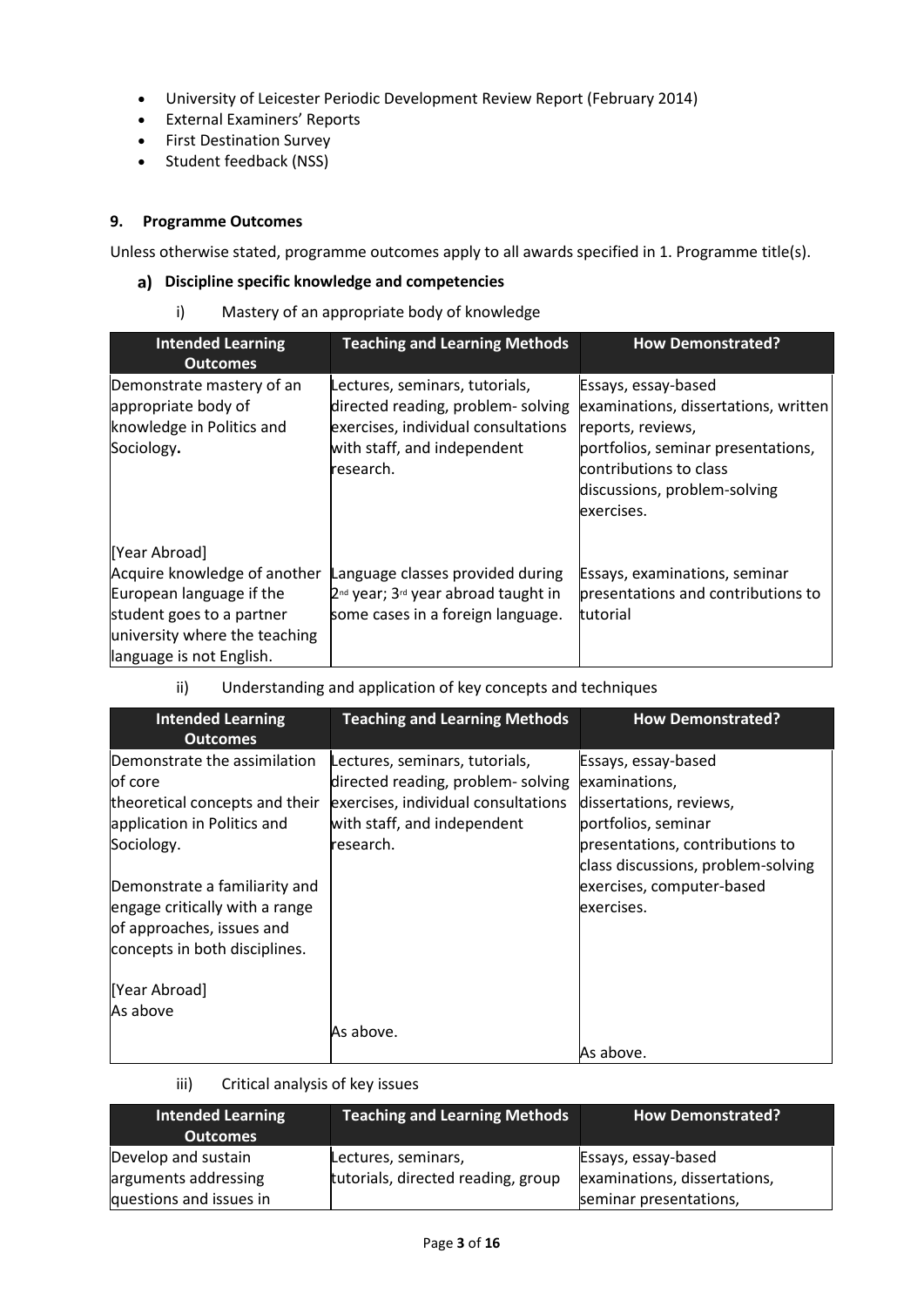- University of Leicester Periodic Development Review Report (February 2014)
- External Examiners' Reports
- First Destination Survey
- Student feedback (NSS)

### 9. Programme Outcomes

Unless otherwise stated, programme outcomes apply to all awards specified in 1. Programme title(s).

#### a) Discipline specific knowledge and competencies

i) Mastery of an appropriate body of knowledge

| Intended Learning Outcomes | Teaching and Learning Methods | How Demonstrated? |
|---|---|---|
| Demonstrate mastery of an appropriate body of knowledge in Politics and Sociology**.** | Lectures, seminars, tutorials, directed reading, problem- solving exercises, individual consultations with staff, and independent research. | Essays, essay-based examinations, dissertations, written reports, reviews, portfolios, seminar presentations, contributions to class discussions, problem-solving exercises. |
| [Year Abroad] Acquire knowledge of another European language if the student goes to a partner university where the teaching language is not English. | Language classes provided during 2nd year; 3rd year abroad taught in some cases in a foreign language. | Essays, examinations, seminar presentations and contributions to tutorial |

ii) Understanding and application of key concepts and techniques

| Intended Learning Outcomes | Teaching and Learning Methods | How Demonstrated? |
|---|---|---|
| Demonstrate the assimilation of core theoretical concepts and their application in Politics and Sociology.<br><br>Demonstrate a familiarity and engage critically with a range of approaches, issues and concepts in both disciplines. | Lectures, seminars, tutorials, directed reading, problem- solving exercises, individual consultations with staff, and independent research. | Essays, essay-based examinations, dissertations, reviews, portfolios, seminar presentations, contributions to class discussions, problem-solving exercises, computer-based exercises. |
| [Year Abroad] As above | As above. | As above. |

iii) Critical analysis of key issues

| Intended Learning Outcomes | Teaching and Learning Methods | How Demonstrated? |
|---|---|---|
| Develop and sustain arguments addressing questions and issues in | Lectures, seminars, tutorials, directed reading, group | Essays, essay-based examinations, dissertations, seminar presentations, |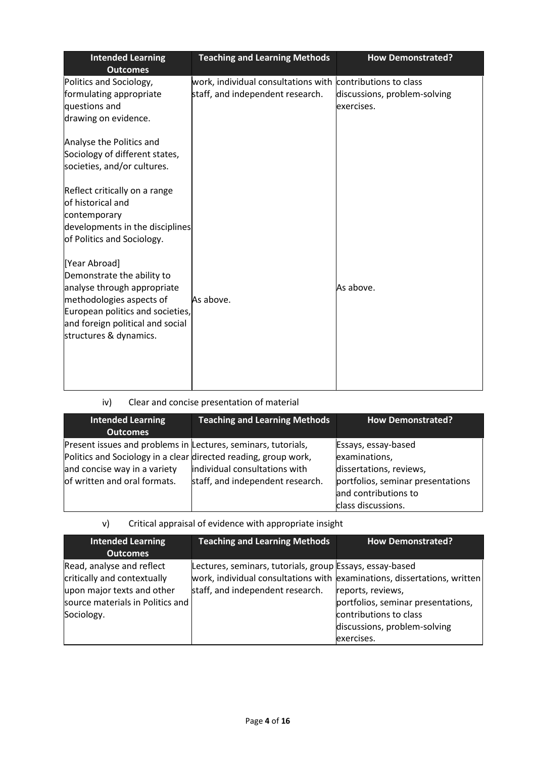| Intended Learning Outcomes | Teaching and Learning Methods | How Demonstrated? |
|---|---|---|
| Politics and Sociology, formulating appropriate questions and drawing on evidence.<br><br>Analyse the Politics and Sociology of different states, societies, and/or cultures.<br><br>Reflect critically on a range of historical and contemporary developments in the disciplines of Politics and Sociology. | work, individual consultations with staff, and independent research. | contributions to class discussions, problem-solving exercises. |
| [Year Abroad] Demonstrate the ability to analyse through appropriate methodologies aspects of European politics and societies, and foreign political and social structures & dynamics. | As above. | As above. |

iv) Clear and concise presentation of material

| Intended Learning Outcomes | Teaching and Learning Methods | How Demonstrated? |
|---|---|---|
| Present issues and problems in Politics and Sociology in a clear and concise way in a variety of written and oral formats. | Lectures, seminars, tutorials, directed reading, group work, individual consultations with staff, and independent research. | Essays, essay-based examinations, dissertations, reviews, portfolios, seminar presentations and contributions to class discussions. |

v) Critical appraisal of evidence with appropriate insight

| Intended Learning Outcomes | Teaching and Learning Methods | How Demonstrated? |
|---|---|---|
| Read, analyse and reflect critically and contextually upon major texts and other source materials in Politics and Sociology. | Lectures, seminars, tutorials, group work, individual consultations with staff, and independent research. | Essays, essay-based examinations, dissertations, written reports, reviews, portfolios, seminar presentations, contributions to class discussions, problem-solving exercises. |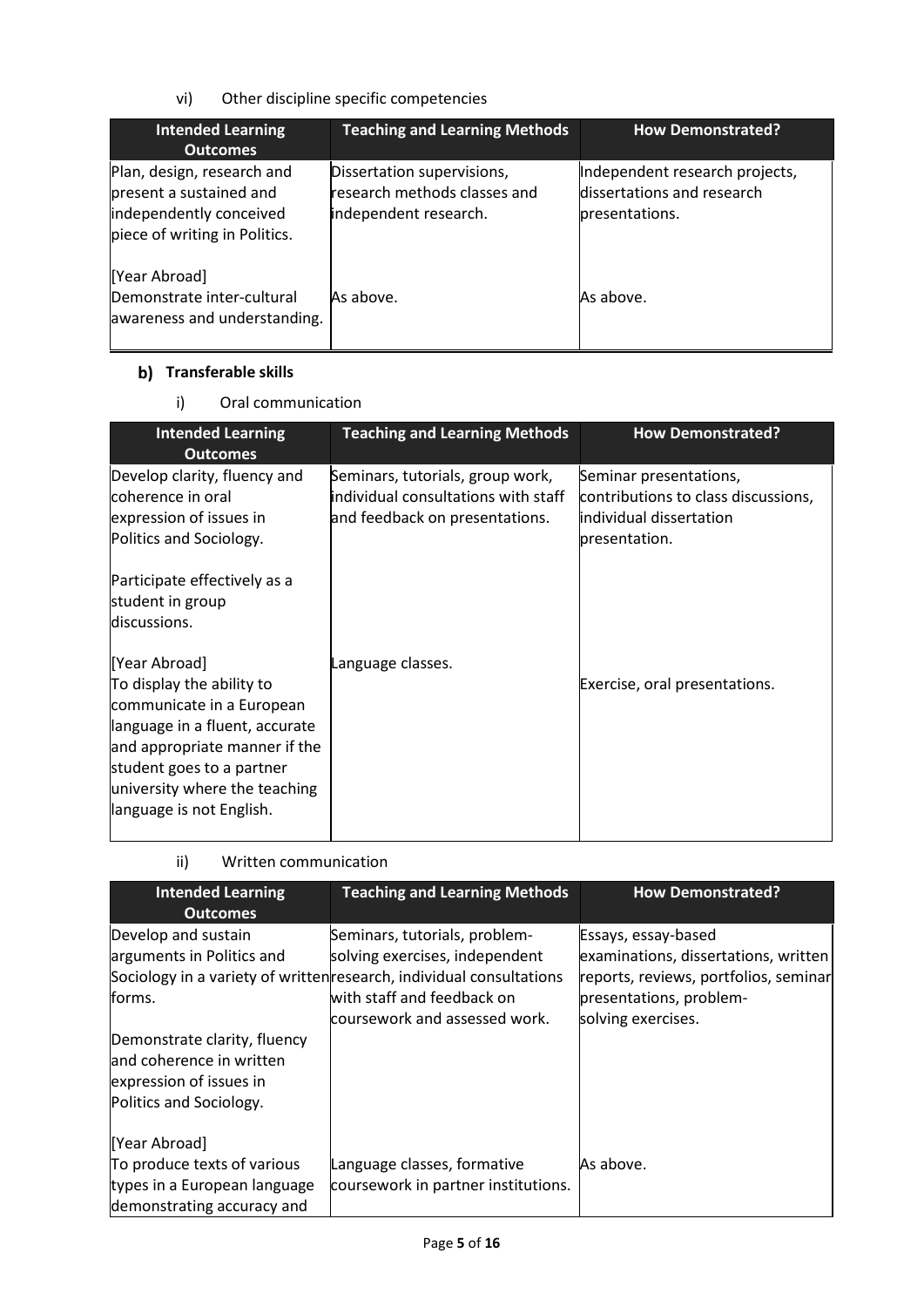vi) Other discipline specific competencies

| Intended Learning Outcomes | Teaching and Learning Methods | How Demonstrated? |
|---|---|---|
| Plan, design, research and present a sustained and independently conceived piece of writing in Politics. | Dissertation supervisions, research methods classes and independent research. | Independent research projects, dissertations and research presentations. |
| [Year Abroad] Demonstrate inter-cultural awareness and understanding. | As above. | As above. |

### b) Transferable skills

i) Oral communication

| Intended Learning Outcomes | Teaching and Learning Methods | How Demonstrated? |
|---|---|---|
| Develop clarity, fluency and coherence in oral expression of issues in Politics and Sociology.<br><br>Participate effectively as a student in group discussions. | Seminars, tutorials, group work, individual consultations with staff and feedback on presentations. | Seminar presentations, contributions to class discussions, individual dissertation presentation. |
| [Year Abroad] To display the ability to communicate in a European language in a fluent, accurate and appropriate manner if the student goes to a partner university where the teaching language is not English. | Language classes. | Exercise, oral presentations. |

ii) Written communication

| Intended Learning Outcomes | Teaching and Learning Methods | How Demonstrated? |
|---|---|---|
| Develop and sustain arguments in Politics and Sociology in a variety of written forms.<br><br>Demonstrate clarity, fluency and coherence in written expression of issues in Politics and Sociology. | Seminars, tutorials, problem-solving exercises, independent research, individual consultations with staff and feedback on coursework and assessed work. | Essays, essay-based examinations, dissertations, written reports, reviews, portfolios, seminar presentations, problem-solving exercises. |
| [Year Abroad] To produce texts of various types in a European language demonstrating accuracy and | Language classes, formative coursework in partner institutions. | As above. |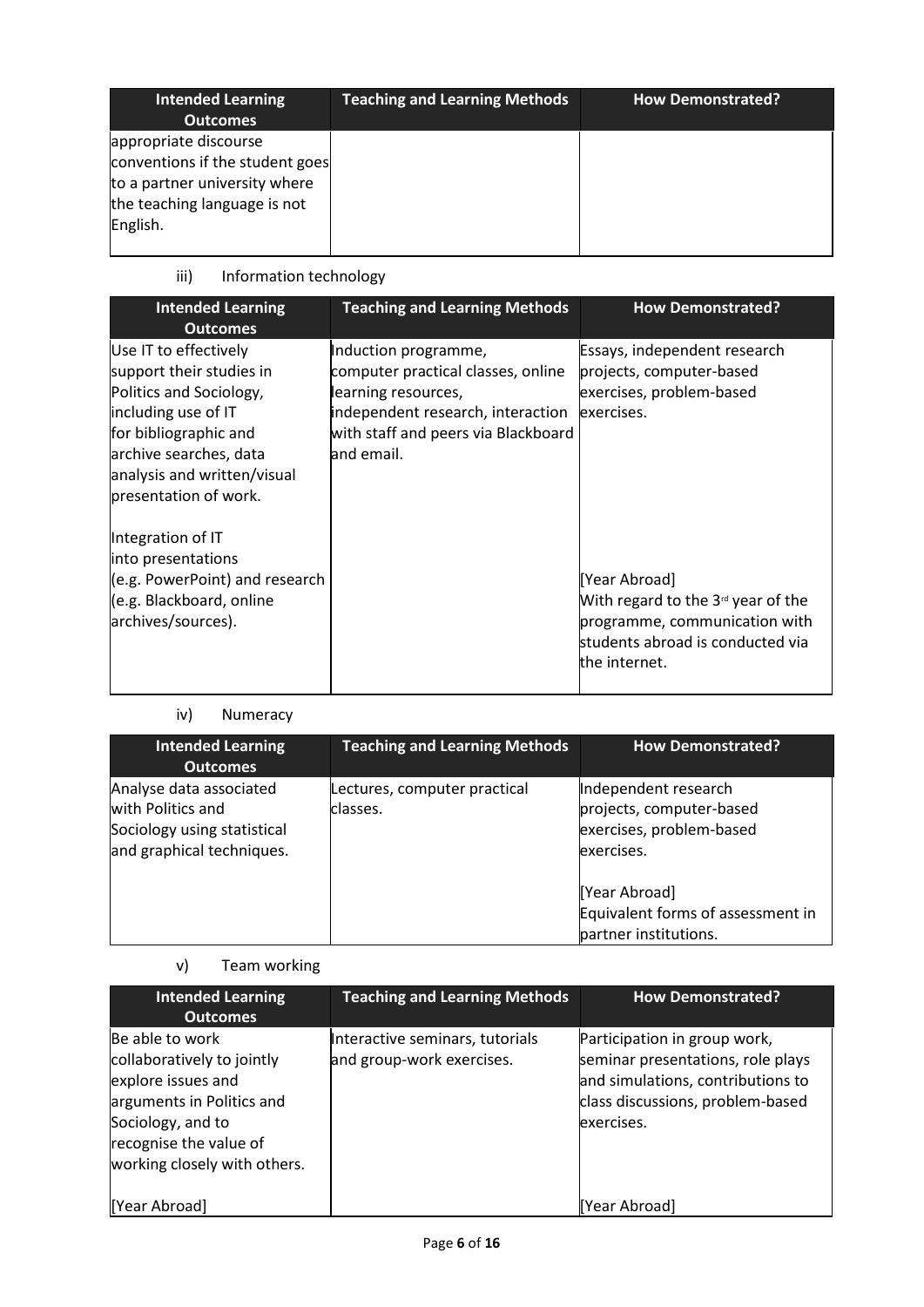| Intended Learning Outcomes | Teaching and Learning Methods | How Demonstrated? |
| --- | --- | --- |
| appropriate discourse conventions if the student goes to a partner university where the teaching language is not English. | | |

iii) Information technology

| Intended Learning Outcomes | Teaching and Learning Methods | How Demonstrated? |
| --- | --- | --- |
| Use IT to effectively support their studies in Politics and Sociology, including use of IT for bibliographic and archive searches, data analysis and written/visual presentation of work.<br><br>Integration of IT into presentations (e.g. PowerPoint) and research (e.g. Blackboard, online archives/sources). | Induction programme, computer practical classes, online learning resources, independent research, interaction with staff and peers via Blackboard and email. | Essays, independent research projects, computer-based exercises, problem-based exercises.<br><br>[Year Abroad]<br>With regard to the 3rd year of the programme, communication with students abroad is conducted via the internet. |

iv) Numeracy

| Intended Learning Outcomes | Teaching and Learning Methods | How Demonstrated? |
| --- | --- | --- |
| Analyse data associated with Politics and Sociology using statistical and graphical techniques. | Lectures, computer practical classes. | Independent research projects, computer-based exercises, problem-based exercises.<br><br>[Year Abroad]<br>Equivalent forms of assessment in partner institutions. |

v) Team working

| Intended Learning Outcomes | Teaching and Learning Methods | How Demonstrated? |
| --- | --- | --- |
| Be able to work collaboratively to jointly explore issues and arguments in Politics and Sociology, and to recognise the value of working closely with others.<br><br>[Year Abroad] | Interactive seminars, tutorials and group-work exercises. | Participation in group work, seminar presentations, role plays and simulations, contributions to class discussions, problem-based exercises.<br><br>[Year Abroad] |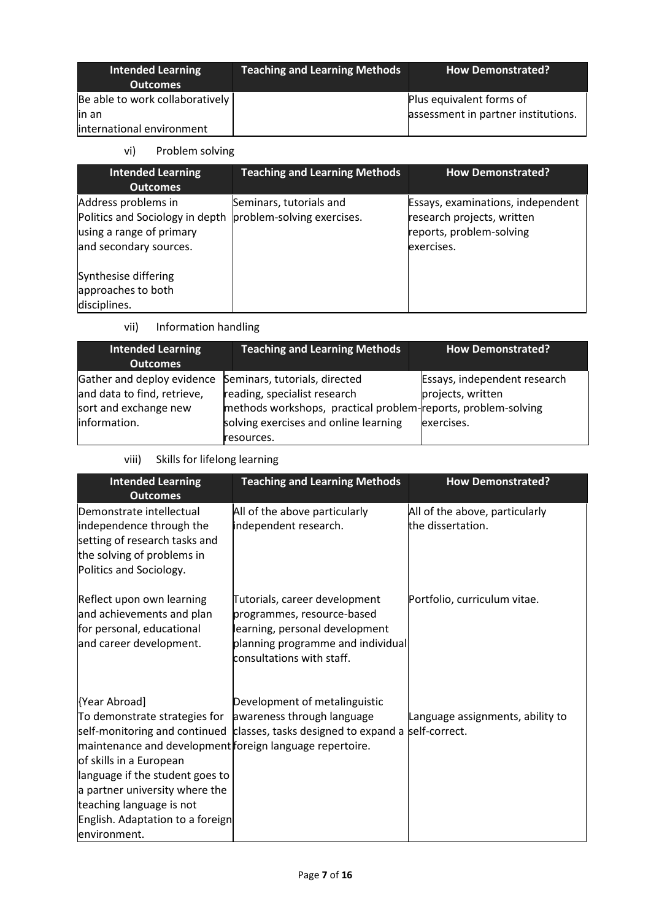| Intended Learning Outcomes | Teaching and Learning Methods | How Demonstrated? |
|---|---|---|
| Be able to work collaboratively in an international environment | | Plus equivalent forms of assessment in partner institutions. |

vi) Problem solving

| Intended Learning Outcomes | Teaching and Learning Methods | How Demonstrated? |
|---|---|---|
| Address problems in Politics and Sociology in depth using a range of primary and secondary sources.<br><br>Synthesise differing approaches to both disciplines. | Seminars, tutorials and problem-solving exercises. | Essays, examinations, independent research projects, written reports, problem-solving exercises. |

vii) Information handling

| Intended Learning Outcomes | Teaching and Learning Methods | How Demonstrated? |
|---|---|---|
| Gather and deploy evidence and data to find, retrieve, sort and exchange new information. | Seminars, tutorials, directed reading, specialist research methods workshops, practical problem-solving exercises and online learning resources. | Essays, independent research projects, written reports, problem-solving exercises. |

viii) Skills for lifelong learning

| Intended Learning Outcomes | Teaching and Learning Methods | How Demonstrated? |
|---|---|---|
| Demonstrate intellectual independence through the setting of research tasks and the solving of problems in Politics and Sociology. | All of the above particularly independent research. | All of the above, particularly the dissertation. |
| Reflect upon own learning and achievements and plan for personal, educational and career development. | Tutorials, career development programmes, resource-based learning, personal development planning programme and individual consultations with staff. | Portfolio, curriculum vitae. |
| {Year Abroad]<br>To demonstrate strategies for self-monitoring and continued maintenance and development of skills in a European language if the student goes to a partner university where the teaching language is not English. Adaptation to a foreign environment. | Development of metalinguistic awareness through language classes, tasks designed to expand a foreign language repertoire. | Language assignments, ability to self-correct. |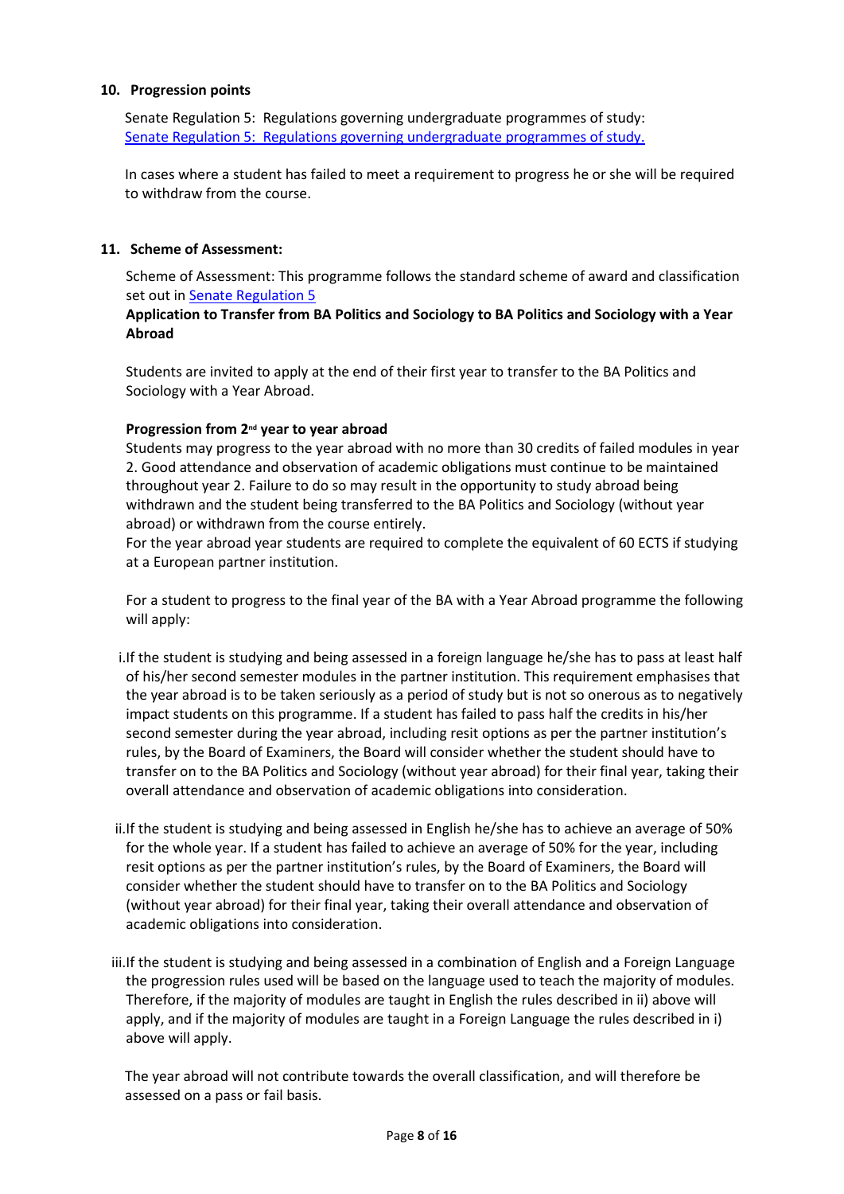## 10. Progression points

Senate Regulation 5: Regulations governing undergraduate programmes of study:
[Senate Regulation 5: Regulations governing undergraduate programmes of study.]()

In cases where a student has failed to meet a requirement to progress he or she will be required to withdraw from the course.

## 11. Scheme of Assessment:

Scheme of Assessment: This programme follows the standard scheme of award and classification set out in [Senate Regulation 5]()

**Application to Transfer from BA Politics and Sociology to BA Politics and Sociology with a Year Abroad**

Students are invited to apply at the end of their first year to transfer to the BA Politics and Sociology with a Year Abroad.

**Progression from 2nd year to year abroad**

Students may progress to the year abroad with no more than 30 credits of failed modules in year 2. Good attendance and observation of academic obligations must continue to be maintained throughout year 2. Failure to do so may result in the opportunity to study abroad being withdrawn and the student being transferred to the BA Politics and Sociology (without year abroad) or withdrawn from the course entirely.

For the year abroad year students are required to complete the equivalent of 60 ECTS if studying at a European partner institution.

For a student to progress to the final year of the BA with a Year Abroad programme the following will apply:

i. If the student is studying and being assessed in a foreign language he/she has to pass at least half of his/her second semester modules in the partner institution. This requirement emphasises that the year abroad is to be taken seriously as a period of study but is not so onerous as to negatively impact students on this programme. If a student has failed to pass half the credits in his/her second semester during the year abroad, including resit options as per the partner institution's rules, by the Board of Examiners, the Board will consider whether the student should have to transfer on to the BA Politics and Sociology (without year abroad) for their final year, taking their overall attendance and observation of academic obligations into consideration.

ii. If the student is studying and being assessed in English he/she has to achieve an average of 50% for the whole year. If a student has failed to achieve an average of 50% for the year, including resit options as per the partner institution's rules, by the Board of Examiners, the Board will consider whether the student should have to transfer on to the BA Politics and Sociology (without year abroad) for their final year, taking their overall attendance and observation of academic obligations into consideration.

iii. If the student is studying and being assessed in a combination of English and a Foreign Language the progression rules used will be based on the language used to teach the majority of modules. Therefore, if the majority of modules are taught in English the rules described in ii) above will apply, and if the majority of modules are taught in a Foreign Language the rules described in i) above will apply.

The year abroad will not contribute towards the overall classification, and will therefore be assessed on a pass or fail basis.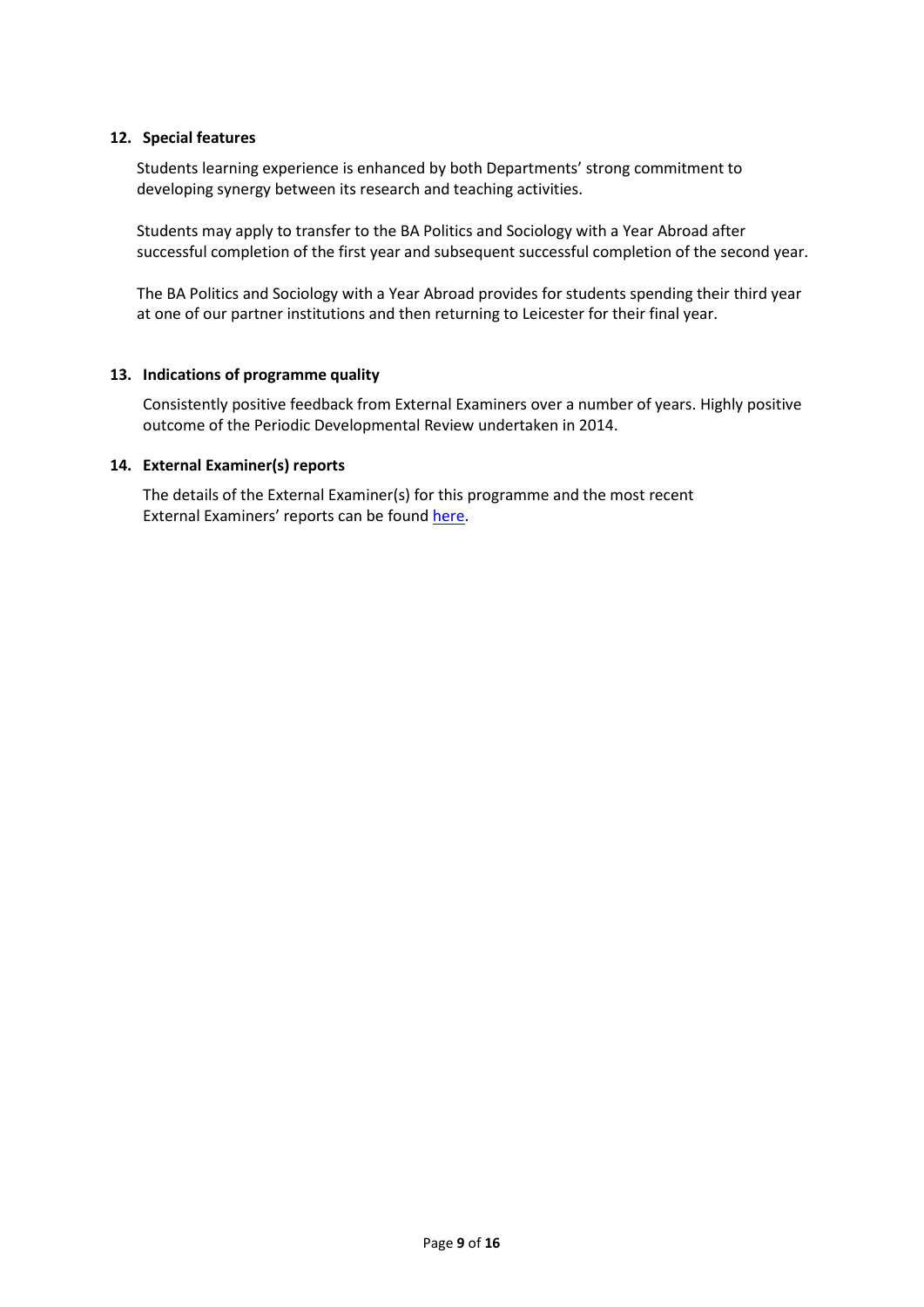## 12. Special features

Students learning experience is enhanced by both Departments' strong commitment to developing synergy between its research and teaching activities.

Students may apply to transfer to the BA Politics and Sociology with a Year Abroad after successful completion of the first year and subsequent successful completion of the second year.

The BA Politics and Sociology with a Year Abroad provides for students spending their third year at one of our partner institutions and then returning to Leicester for their final year.

## 13. Indications of programme quality

Consistently positive feedback from External Examiners over a number of years. Highly positive outcome of the Periodic Developmental Review undertaken in 2014.

## 14. External Examiner(s) reports

The details of the External Examiner(s) for this programme and the most recent External Examiners' reports can be found here.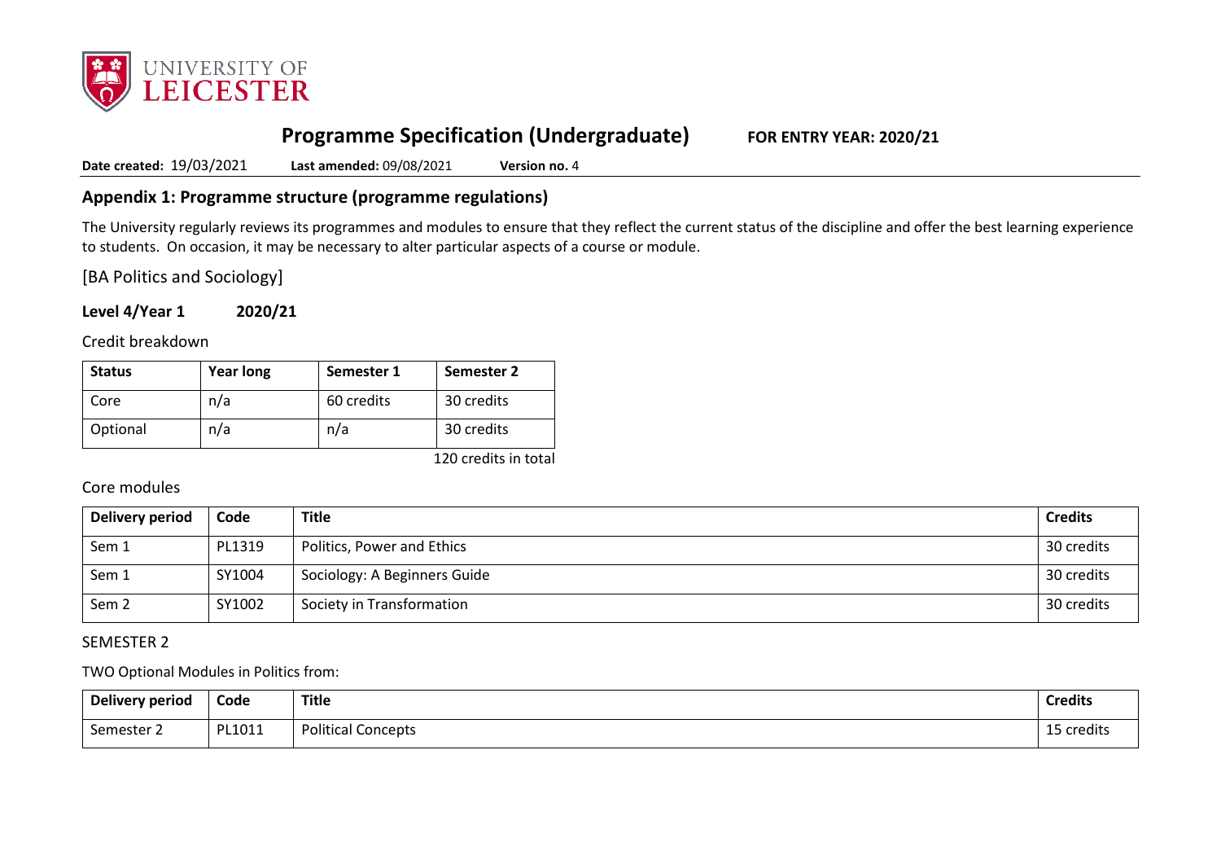# Programme Specification (Undergraduate) FOR ENTRY YEAR: 2020/21

**Date created:** 19/03/2021 **Last amended:** 09/08/2021 **Version no.** 4

## Appendix 1: Programme structure (programme regulations)

The University regularly reviews its programmes and modules to ensure that they reflect the current status of the discipline and offer the best learning experience to students. On occasion, it may be necessary to alter particular aspects of a course or module.

[BA Politics and Sociology]

**Level 4/Year 1 2020/21**

Credit breakdown

| Status | Year long | Semester 1 | Semester 2 |
|---|---|---|---|
| Core | n/a | 60 credits | 30 credits |
| Optional | n/a | n/a | 30 credits |

120 credits in total

Core modules

| Delivery period | Code | Title | Credits |
|---|---|---|---|
| Sem 1 | PL1319 | Politics, Power and Ethics | 30 credits |
| Sem 1 | SY1004 | Sociology: A Beginners Guide | 30 credits |
| Sem 2 | SY1002 | Society in Transformation | 30 credits |

SEMESTER 2

TWO Optional Modules in Politics from:

| Delivery period | Code | Title | Credits |
|---|---|---|---|
| Semester 2 | PL1011 | Political Concepts | 15 credits |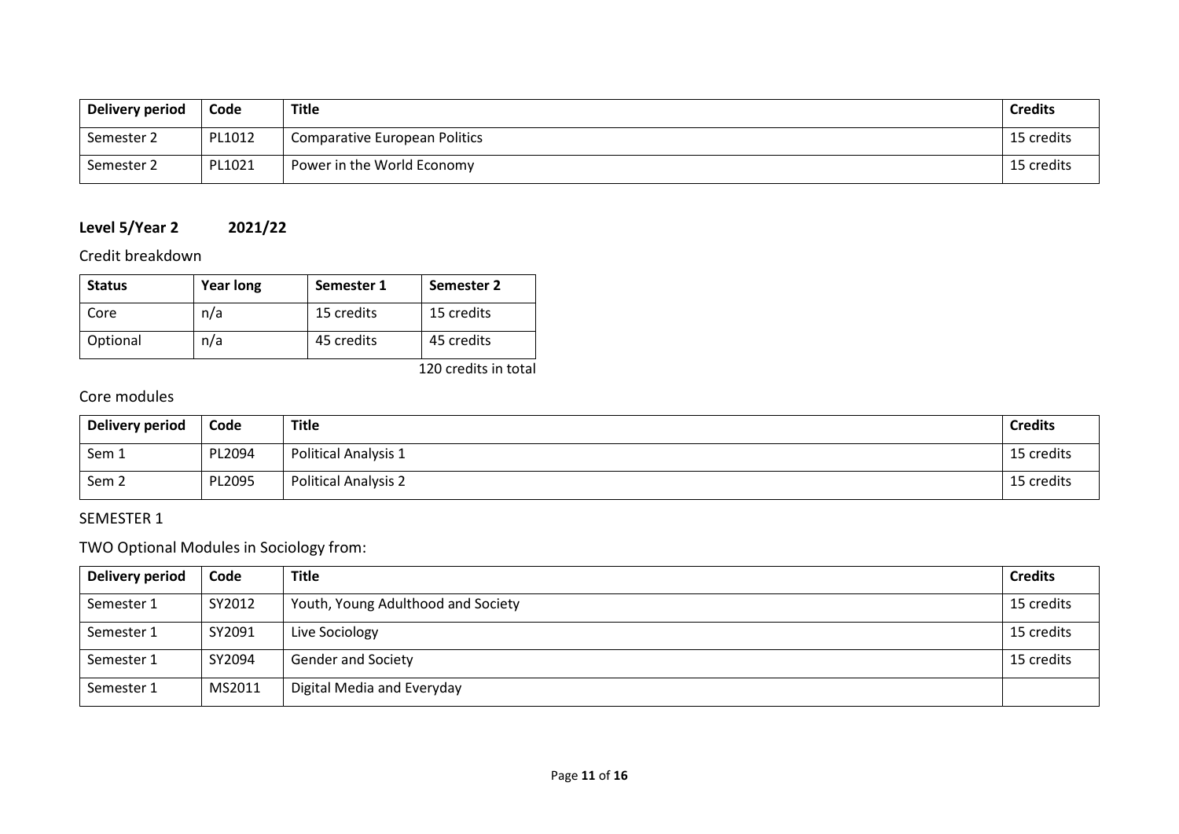| Delivery period | Code | Title | Credits |
| --- | --- | --- | --- |
| Semester 2 | PL1012 | Comparative European Politics | 15 credits |
| Semester 2 | PL1021 | Power in the World Economy | 15 credits |

## Level 5/Year 2 2021/22

Credit breakdown

| Status | Year long | Semester 1 | Semester 2 |
| --- | --- | --- | --- |
| Core | n/a | 15 credits | 15 credits |
| Optional | n/a | 45 credits | 45 credits |

120 credits in total

Core modules

| Delivery period | Code | Title | Credits |
| --- | --- | --- | --- |
| Sem 1 | PL2094 | Political Analysis 1 | 15 credits |
| Sem 2 | PL2095 | Political Analysis 2 | 15 credits |

SEMESTER 1

TWO Optional Modules in Sociology from:

| Delivery period | Code | Title | Credits |
| --- | --- | --- | --- |
| Semester 1 | SY2012 | Youth, Young Adulthood and Society | 15 credits |
| Semester 1 | SY2091 | Live Sociology | 15 credits |
| Semester 1 | SY2094 | Gender and Society | 15 credits |
| Semester 1 | MS2011 | Digital Media and Everyday | |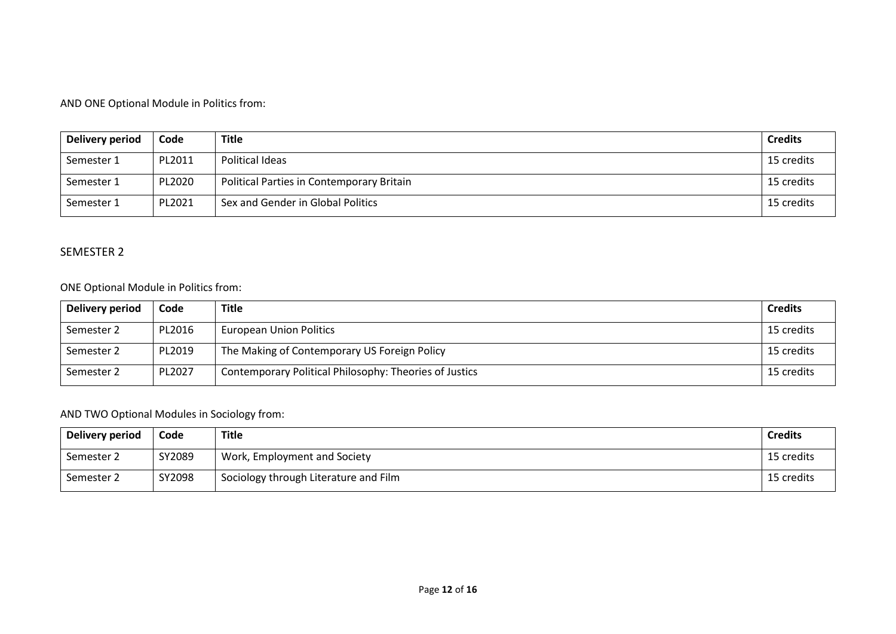AND ONE Optional Module in Politics from:

| Delivery period | Code | Title | Credits |
| --- | --- | --- | --- |
| Semester 1 | PL2011 | Political Ideas | 15 credits |
| Semester 1 | PL2020 | Political Parties in Contemporary Britain | 15 credits |
| Semester 1 | PL2021 | Sex and Gender in Global Politics | 15 credits |

## SEMESTER 2

ONE Optional Module in Politics from:

| Delivery period | Code | Title | Credits |
| --- | --- | --- | --- |
| Semester 2 | PL2016 | European Union Politics | 15 credits |
| Semester 2 | PL2019 | The Making of Contemporary US Foreign Policy | 15 credits |
| Semester 2 | PL2027 | Contemporary Political Philosophy: Theories of Justics | 15 credits |

AND TWO Optional Modules in Sociology from:

| Delivery period | Code | Title | Credits |
| --- | --- | --- | --- |
| Semester 2 | SY2089 | Work, Employment and Society | 15 credits |
| Semester 2 | SY2098 | Sociology through Literature and Film | 15 credits |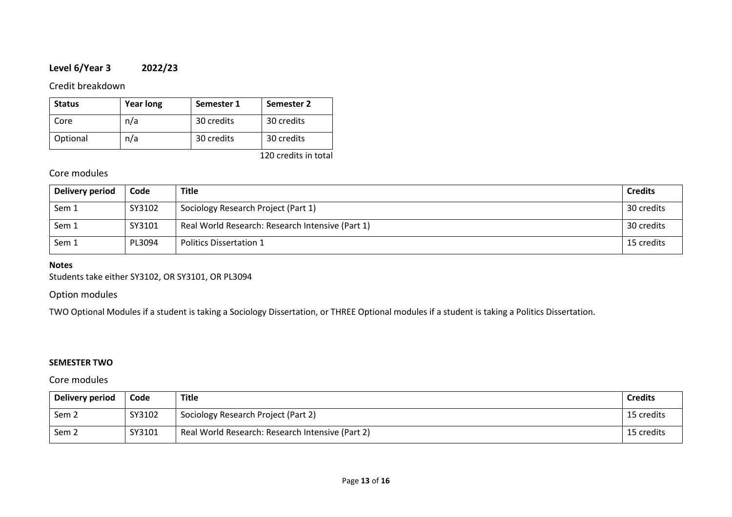## Level 6/Year 3 2022/23

### Credit breakdown

| Status | Year long | Semester 1 | Semester 2 |
|---|---|---|---|
| Core | n/a | 30 credits | 30 credits |
| Optional | n/a | 30 credits | 30 credits |

120 credits in total

### Core modules

| Delivery period | Code | Title | Credits |
|---|---|---|---|
| Sem 1 | SY3102 | Sociology Research Project (Part 1) | 30 credits |
| Sem 1 | SY3101 | Real World Research: Research Intensive (Part 1) | 30 credits |
| Sem 1 | PL3094 | Politics Dissertation 1 | 15 credits |

**Notes**

Students take either SY3102, OR SY3101, OR PL3094

### Option modules

TWO Optional Modules if a student is taking a Sociology Dissertation, or THREE Optional modules if a student is taking a Politics Dissertation.

**SEMESTER TWO**

### Core modules

| Delivery period | Code | Title | Credits |
|---|---|---|---|
| Sem 2 | SY3102 | Sociology Research Project (Part 2) | 15 credits |
| Sem 2 | SY3101 | Real World Research: Research Intensive (Part 2) | 15 credits |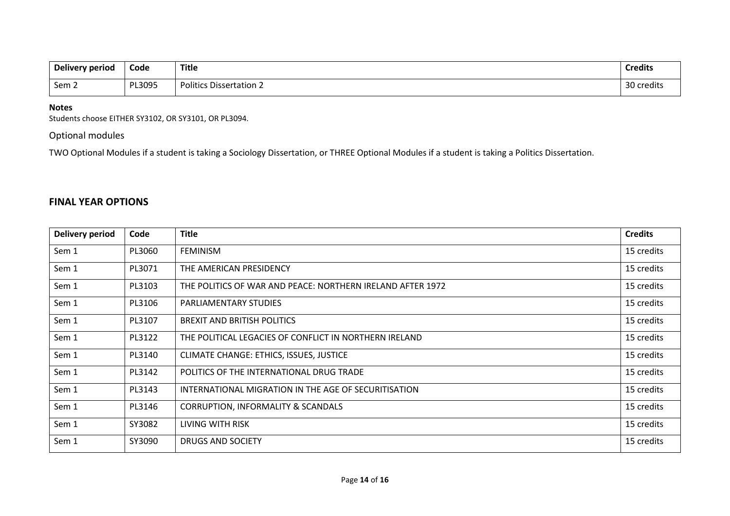| Delivery period | Code | Title | Credits |
|---|---|---|---|
| Sem 2 | PL3095 | Politics Dissertation 2 | 30 credits |

**Notes**

Students choose EITHER SY3102, OR SY3101, OR PL3094.

Optional modules

TWO Optional Modules if a student is taking a Sociology Dissertation, or THREE Optional Modules if a student is taking a Politics Dissertation.

## FINAL YEAR OPTIONS

| Delivery period | Code | Title | Credits |
|---|---|---|---|
| Sem 1 | PL3060 | FEMINISM | 15 credits |
| Sem 1 | PL3071 | THE AMERICAN PRESIDENCY | 15 credits |
| Sem 1 | PL3103 | THE POLITICS OF WAR AND PEACE: NORTHERN IRELAND AFTER 1972 | 15 credits |
| Sem 1 | PL3106 | PARLIAMENTARY STUDIES | 15 credits |
| Sem 1 | PL3107 | BREXIT AND BRITISH POLITICS | 15 credits |
| Sem 1 | PL3122 | THE POLITICAL LEGACIES OF CONFLICT IN NORTHERN IRELAND | 15 credits |
| Sem 1 | PL3140 | CLIMATE CHANGE: ETHICS, ISSUES, JUSTICE | 15 credits |
| Sem 1 | PL3142 | POLITICS OF THE INTERNATIONAL DRUG TRADE | 15 credits |
| Sem 1 | PL3143 | INTERNATIONAL MIGRATION IN THE AGE OF SECURITISATION | 15 credits |
| Sem 1 | PL3146 | CORRUPTION, INFORMALITY & SCANDALS | 15 credits |
| Sem 1 | SY3082 | LIVING WITH RISK | 15 credits |
| Sem 1 | SY3090 | DRUGS AND SOCIETY | 15 credits |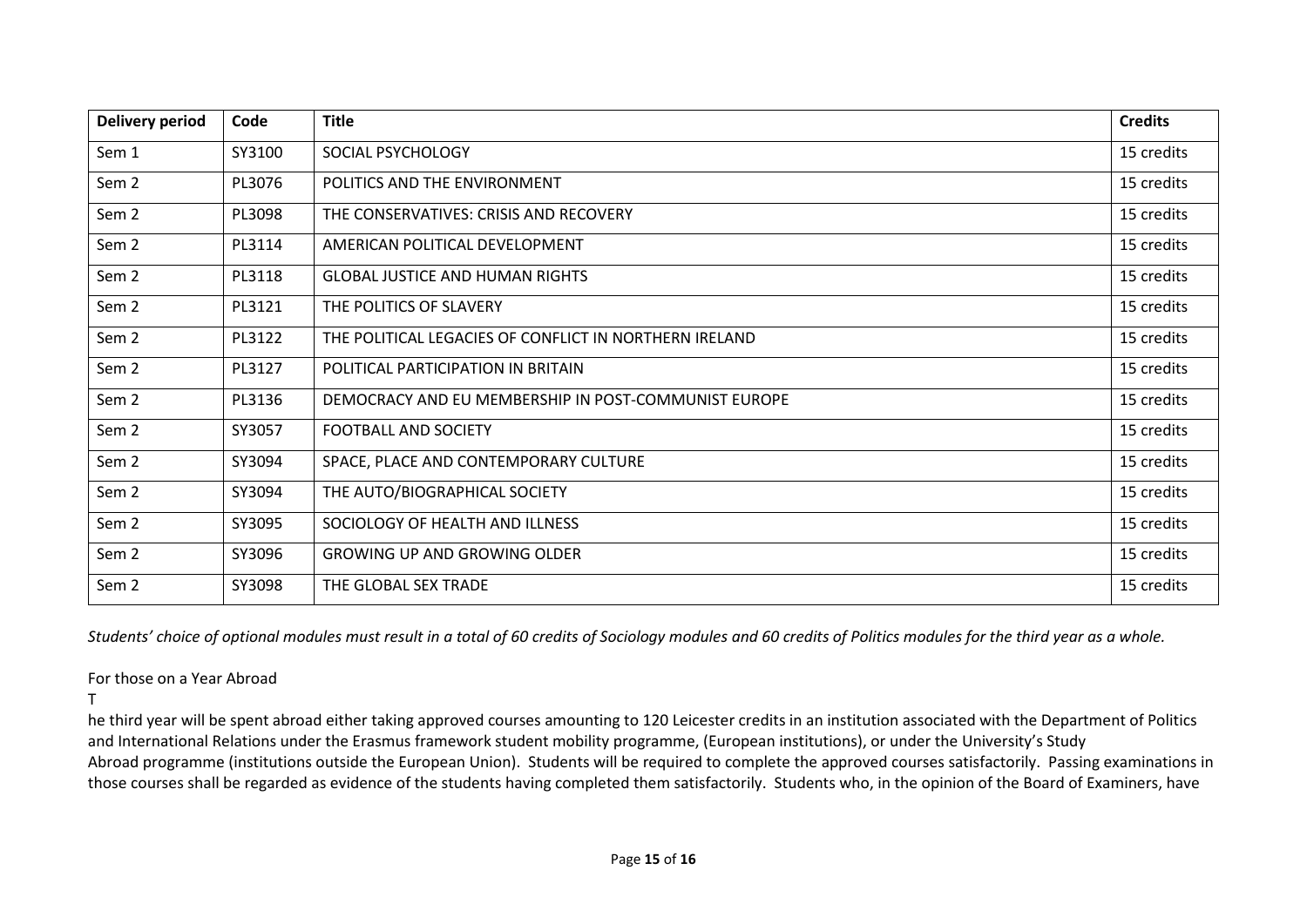| Delivery period | Code | Title | Credits |
|---|---|---|---|
| Sem 1 | SY3100 | SOCIAL PSYCHOLOGY | 15 credits |
| Sem 2 | PL3076 | POLITICS AND THE ENVIRONMENT | 15 credits |
| Sem 2 | PL3098 | THE CONSERVATIVES: CRISIS AND RECOVERY | 15 credits |
| Sem 2 | PL3114 | AMERICAN POLITICAL DEVELOPMENT | 15 credits |
| Sem 2 | PL3118 | GLOBAL JUSTICE AND HUMAN RIGHTS | 15 credits |
| Sem 2 | PL3121 | THE POLITICS OF SLAVERY | 15 credits |
| Sem 2 | PL3122 | THE POLITICAL LEGACIES OF CONFLICT IN NORTHERN IRELAND | 15 credits |
| Sem 2 | PL3127 | POLITICAL PARTICIPATION IN BRITAIN | 15 credits |
| Sem 2 | PL3136 | DEMOCRACY AND EU MEMBERSHIP IN POST-COMMUNIST EUROPE | 15 credits |
| Sem 2 | SY3057 | FOOTBALL AND SOCIETY | 15 credits |
| Sem 2 | SY3094 | SPACE, PLACE AND CONTEMPORARY CULTURE | 15 credits |
| Sem 2 | SY3094 | THE AUTO/BIOGRAPHICAL SOCIETY | 15 credits |
| Sem 2 | SY3095 | SOCIOLOGY OF HEALTH AND ILLNESS | 15 credits |
| Sem 2 | SY3096 | GROWING UP AND GROWING OLDER | 15 credits |
| Sem 2 | SY3098 | THE GLOBAL SEX TRADE | 15 credits |

*Students' choice of optional modules must result in a total of 60 credits of Sociology modules and 60 credits of Politics modules for the third year as a whole.*

For those on a Year Abroad

T

he third year will be spent abroad either taking approved courses amounting to 120 Leicester credits in an institution associated with the Department of Politics and International Relations under the Erasmus framework student mobility programme, (European institutions), or under the University's Study Abroad programme (institutions outside the European Union). Students will be required to complete the approved courses satisfactorily. Passing examinations in those courses shall be regarded as evidence of the students having completed them satisfactorily. Students who, in the opinion of the Board of Examiners, have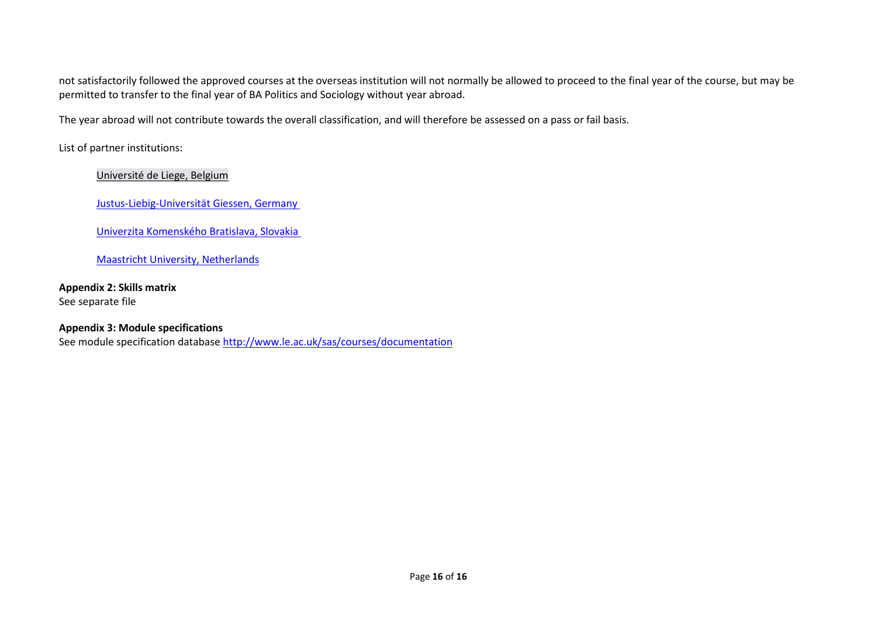not satisfactorily followed the approved courses at the overseas institution will not normally be allowed to proceed to the final year of the course, but may be permitted to transfer to the final year of BA Politics and Sociology without year abroad.

The year abroad will not contribute towards the overall classification, and will therefore be assessed on a pass or fail basis.

List of partner institutions:

- Université de Liege, Belgium
- Justus-Liebig-Universität Giessen, Germany
- Univerzita Komenského Bratislava, Slovakia
- Maastricht University, Netherlands

**Appendix 2: Skills matrix**
See separate file

**Appendix 3: Module specifications**
See module specification database http://www.le.ac.uk/sas/courses/documentation